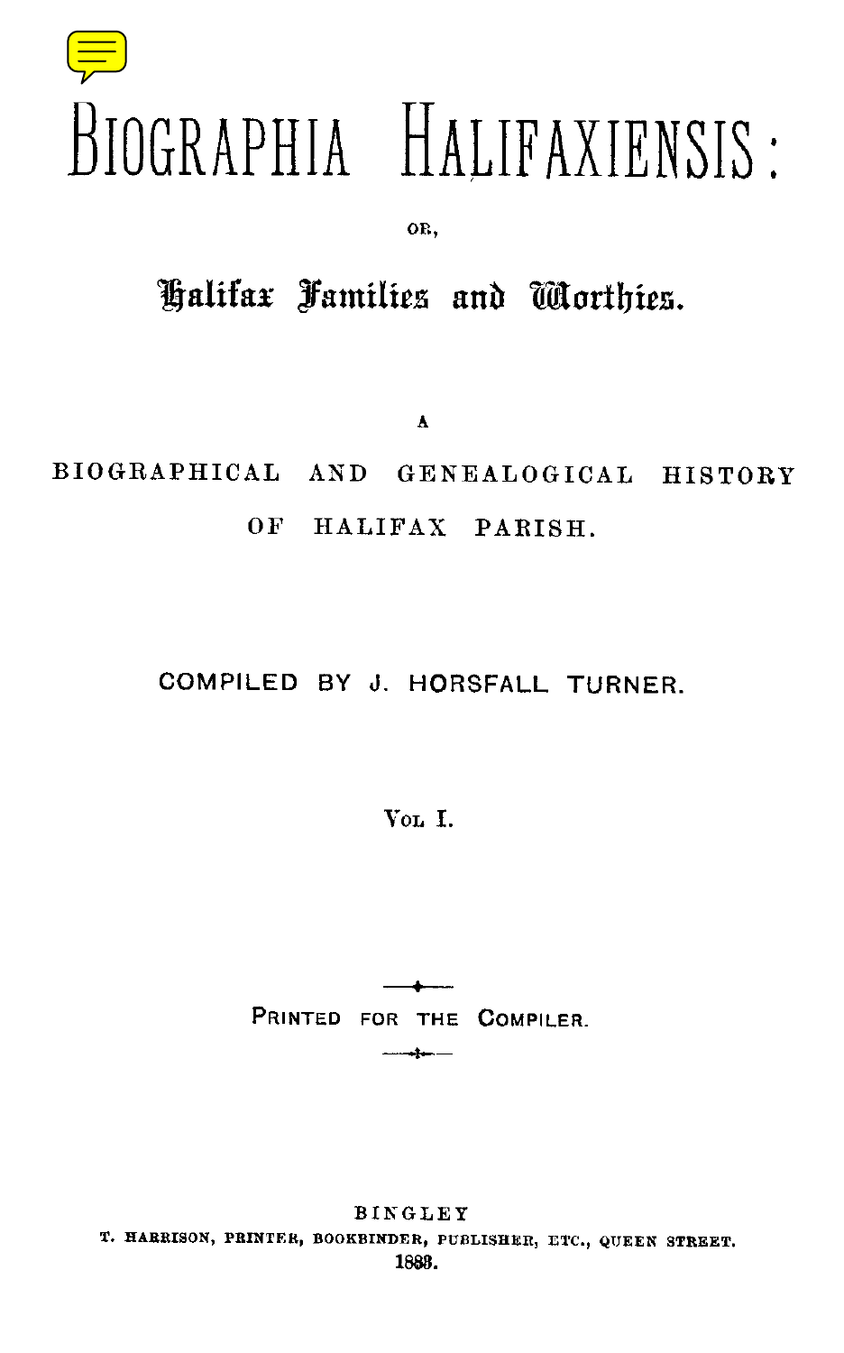# BIOGRAPHIA HALIFAXIENSIS:

OR,

## Halifax Families and Worthies.

A

BIOGRAPHICAL AND GENEALOGICAL HISTORY OF HALIFAX PARISH.

COMPILED BY J. HORSFALL TURNER.

VOL. I.

PRINTED FOR THE COMPILER.

BINGLEY

T. HARRISON, PRINTER, BOOKBINDER, PUBLISHER, ETC., QUEEN STREET.

1883.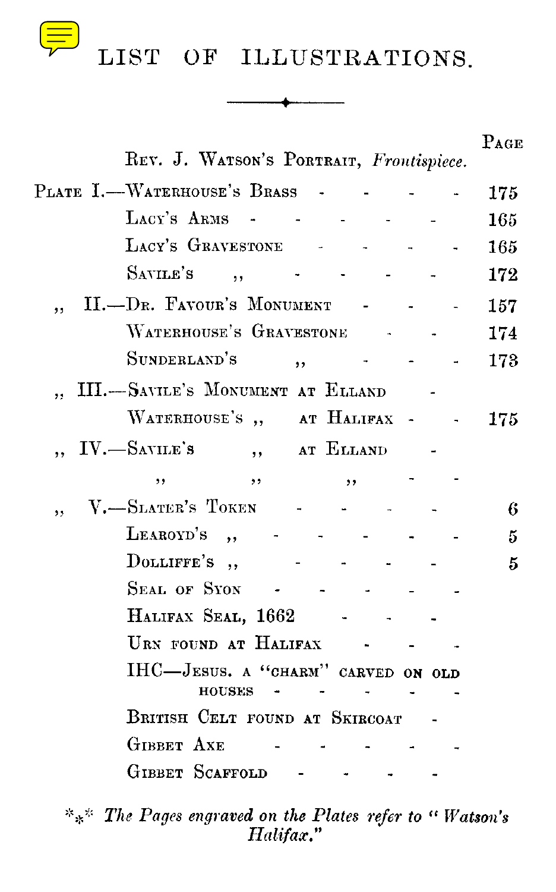# LIST OF ILLUSTRATIONS.

| | | Page |
|---|---|---|
| | Rev. J. Watson's Portrait, *Frontispiece.* | |
| Plate I.— | Waterhouse's Brass | 175 |
| | Lacy's Arms | 165 |
| | Lacy's Gravestone | 165 |
| | Savile's ,, | 172 |
| ,, II.— | Dr. Favour's Monument | 157 |
| | Waterhouse's Gravestone | 174 |
| | Sunderland's ,, | 173 |
| ,, III.— | Savile's Monument at Elland | |
| | Waterhouse's ,, at Halifax | 175 |
| ,, IV.— | Savile's ,, at Elland | |
| | ,, ,, ,, | |
| ,, V.— | Slater's Token | 6 |
| | Learoyd's ,, | 5 |
| | Dolliffe's ,, | 5 |
| | Seal of Syon | |
| | Halifax Seal, 1662 | |
| | Urn found at Halifax | |
| | IHC—Jesus. a "charm" carved on old houses | |
| | British Celt found at Skircoat | |
| | Gibbet Axe | |
| | Gibbet Scaffold | |

*** *The Pages engraved on the Plates refer to "Watson's Halifax."*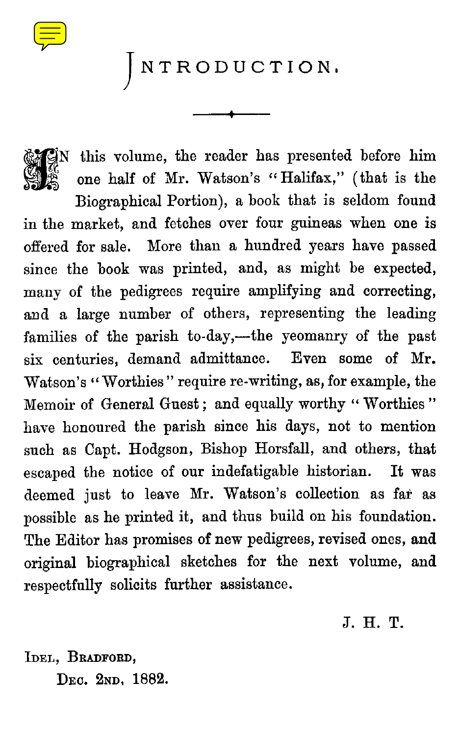# INTRODUCTION.

IN this volume, the reader has presented before him one half of Mr. Watson's "Halifax," (that is the Biographical Portion), a book that is seldom found in the market, and fetches over four guineas when one is offered for sale. More than a hundred years have passed since the book was printed, and, as might be expected, many of the pedigrees require amplifying and correcting, and a large number of others, representing the leading families of the parish to-day,—the yeomanry of the past six centuries, demand admittance. Even some of Mr. Watson's "Worthies" require re-writing, as, for example, the Memoir of General Guest; and equally worthy "Worthies" have honoured the parish since his days, not to mention such as Capt. Hodgson, Bishop Horsfall, and others, that escaped the notice of our indefatigable historian. It was deemed just to leave Mr. Watson's collection as far as possible as he printed it, and thus build on his foundation. The Editor has promises of new pedigrees, revised ones, and original biographical sketches for the next volume, and respectfully solicits further assistance.

J. H. T.

IDEL, BRADFORD,
DEC. 2ND, 1882.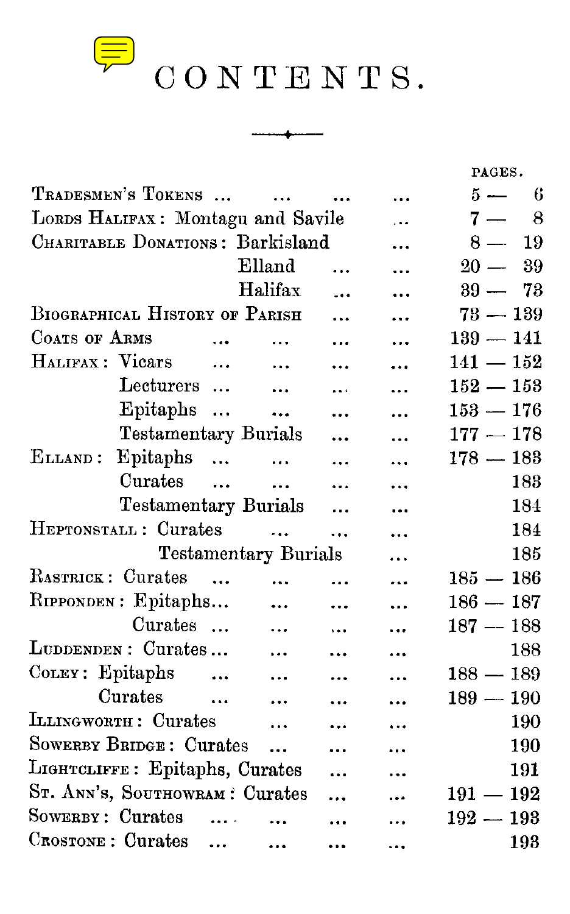# CONTENTS.

| | PAGES. |
|---|---|
| Tradesmen's Tokens ... ... ... ... | 5 — 6 |
| Lords Halifax: Montagu and Savile ... | 7 — 8 |
| Charitable Donations: Barkisland ... | 8 — 19 |
| Elland ... ... | 20 — 39 |
| Halifax ... ... | 39 — 73 |
| Biographical History of Parish ... ... | 73 — 139 |
| Coats of Arms ... ... ... ... | 139 — 141 |
| Halifax: Vicars ... ... ... ... | 141 — 152 |
| Lecturers ... ... ... ... | 152 — 153 |
| Epitaphs ... ... ... ... | 153 — 176 |
| Testamentary Burials ... ... | 177 — 178 |
| Elland: Epitaphs ... ... ... ... | 178 — 183 |
| Curates ... ... ... ... | 183 |
| Testamentary Burials ... ... | 184 |
| Heptonstall: Curates ... ... ... | 184 |
| Testamentary Burials ... | 185 |
| Rastrick: Curates ... ... ... ... | 185 — 186 |
| Ripponden: Epitaphs... ... ... ... | 186 — 187 |
| Curates ... ... ... ... | 187 — 188 |
| Luddenden: Curates... ... ... ... | 188 |
| Coley: Epitaphs ... ... ... ... | 188 — 189 |
| Curates ... ... ... ... | 189 — 190 |
| Illingworth: Curates ... ... ... | 190 |
| Sowerby Bridge: Curates ... ... ... | 190 |
| Lightcliffe: Epitaphs, Curates ... ... | 191 |
| St. Ann's, Southowram: Curates ... ... | 191 — 192 |
| Sowerby: Curates ... ... ... ... | 192 — 193 |
| Crostone: Curates ... ... ... ... | 193 |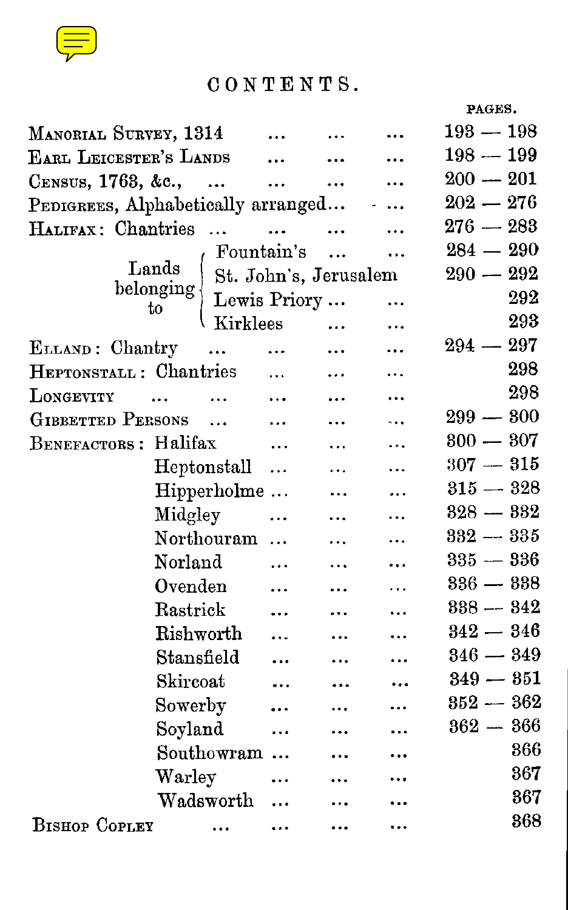# CONTENTS.

| | | PAGES. |
|---|---|---|
| Manorial Survey, 1314 | ... ... ... | 193 — 198 |
| Earl Leicester's Lands | ... ... ... | 198 — 199 |
| Census, 1763, &c., | ... ... ... ... | 200 — 201 |
| Pedigrees, Alphabetically arranged... | - ... | 202 — 276 |
| Halifax: Chantries | ... ... ... ... | 276 — 283 |
| Lands belonging to | Fountain's ... ... | 284 — 290 |
| | St. John's, Jerusalem | 290 — 292 |
| | Lewis Priory ... ... | 292 |
| | Kirklees ... ... | 293 |
| Elland: Chantry | ... ... ... ... | 294 — 297 |
| Heptonstall: Chantries | ... ... ... | 298 |
| Longevity | ... ... ... ... ... | 298 |
| Gibbetted Persons | ... ... ... ... | 299 — 300 |
| Benefactors: | Halifax ... ... ... | 300 — 307 |
| | Heptonstall ... ... ... | 307 — 315 |
| | Hipperholme ... ... ... | 315 — 328 |
| | Midgley ... ... ... | 328 — 332 |
| | Northouram ... ... ... | 332 — 335 |
| | Norland ... ... ... | 335 — 336 |
| | Ovenden ... ... ... | 336 — 338 |
| | Rastrick ... ... ... | 338 — 342 |
| | Rishworth ... ... ... | 342 — 346 |
| | Stansfield ... ... ... | 346 — 349 |
| | Skircoat ... ... ... | 349 — 351 |
| | Sowerby ... ... ... | 352 — 362 |
| | Soyland ... ... ... | 362 — 366 |
| | Southowram ... ... ... | 366 |
| | Warley ... ... ... | 367 |
| | Wadsworth ... ... ... | 367 |
| Bishop Copley | ... ... ... ... | 368 |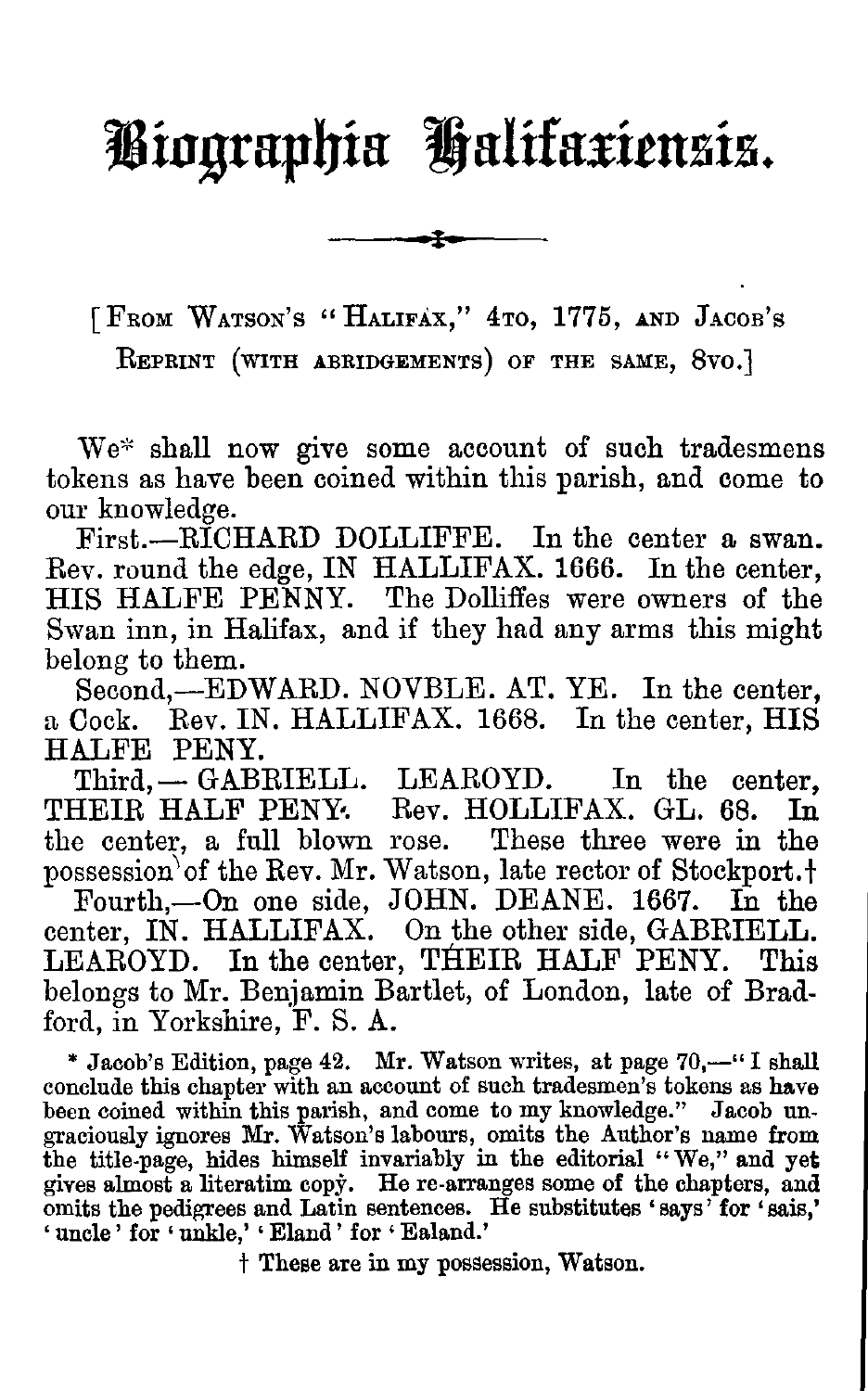# Biographia Halifaxiensis.

[From Watson's "Halifax," 4to, 1775, and Jacob's Reprint (with abridgements) of the same, 8vo.]

We* shall now give some account of such tradesmens tokens as have been coined within this parish, and come to our knowledge.

First.—RICHARD DOLLIFFE. In the center a swan. Rev. round the edge, IN HALLIFAX. 1666. In the center, HIS HALFE PENNY. The Dolliffes were owners of the Swan inn, in Halifax, and if they had any arms this might belong to them.

Second,—EDWARD. NOVBLE. AT. YE. In the center, a Cock. Rev. IN. HALLIFAX. 1668. In the center, HIS HALFE PENY.

Third,— GABRIELL. LEAROYD. In the center, THEIR HALF PENY. Rev. HOLLIFAX. GL. 68. In the center, a full blown rose. These three were in the possession of the Rev. Mr. Watson, late rector of Stockport.†

Fourth,—On one side, JOHN. DEANE. 1667. In the center, IN. HALLIFAX. On the other side, GABRIELL. LEAROYD. In the center, THEIR HALF PENY. This belongs to Mr. Benjamin Bartlet, of London, late of Bradford, in Yorkshire, F. S. A.

* Jacob's Edition, page 42. Mr. Watson writes, at page 70,—"I shall conclude this chapter with an account of such tradesmen's tokens as have been coined within this parish, and come to my knowledge." Jacob ungraciously ignores Mr. Watson's labours, omits the Author's name from the title-page, hides himself invariably in the editorial "We," and yet gives almost a literatim copy. He re-arranges some of the chapters, and omits the pedigrees and Latin sentences. He substitutes 'says' for 'sais,' 'uncle' for 'unkle,' 'Eland' for 'Ealand.'

† These are in my possession, Watson.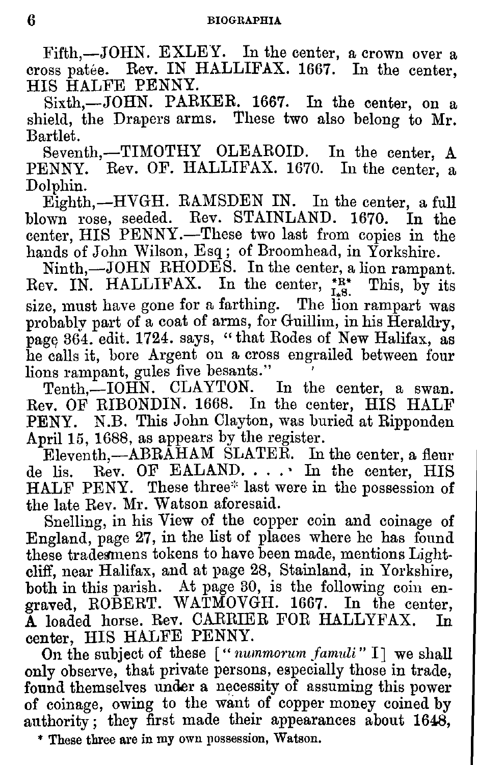Fifth,—JOHN. EXLEY. In the center, a crown over a cross patée. Rev. IN HALLIFAX. 1667. In the center, HIS HALFE PENNY.

Sixth,—JOHN. PARKER. 1667. In the center, on a shield, the Drapers arms. These two also belong to Mr. Bartlet.

Seventh,—TIMOTHY OLEAROID. In the center, A PENNY. Rev. OF. HALLIFAX. 1670. In the center, a Dolphin.

Eighth,—HVGH. RAMSDEN IN. In the center, a full blown rose, seeded. Rev. STAINLAND. 1670. In the center, HIS PENNY.—These two last from copies in the hands of John Wilson, Esq; of Broomhead, in Yorkshire.

Ninth,—JOHN RHODES. In the center, a lion rampant. Rev. IN. HALLIFAX. In the center, *R* I*S. This, by its size, must have gone for a farthing. The lion rampart was probably part of a coat of arms, for Guillim, in his Heraldry, page 364. edit. 1724. says, "that Rodes of New Halifax, as he calls it, bore Argent on a cross engrailed between four lions rampant, gules five besants."

Tenth,—IOHN. CLAYTON. In the center, a swan. Rev. OF RIBONDIN. 1668. In the center, HIS HALF PENY. N.B. This John Clayton, was buried at Ripponden April 15, 1688, as appears by the register.

Eleventh,—ABRAHAM SLATER. In the center, a fleur de lis. Rev. OF EALAND. . . . In the center, HIS HALF PENY. These three* last were in the possession of the late Rev. Mr. Watson aforesaid.

Snelling, in his View of the copper coin and coinage of England, page 27, in the list of places where he has found these tradesmens tokens to have been made, mentions Lightcliff, near Halifax, and at page 28, Stainland, in Yorkshire, both in this parish. At page 30, is the following coin engraved, ROBERT. WATMOVGH. 1667. In the center, A loaded horse. Rev. CARRIER FOR HALLYFAX. In center, HIS HALFE PENNY.

On the subject of these ["*nummorum famuli*" I] we shall only observe, that private persons, especially those in trade, found themselves under a necessity of assuming this power of coinage, owing to the want of copper money coined by authority; they first made their appearances about 1648,

* These three are in my own possession, Watson.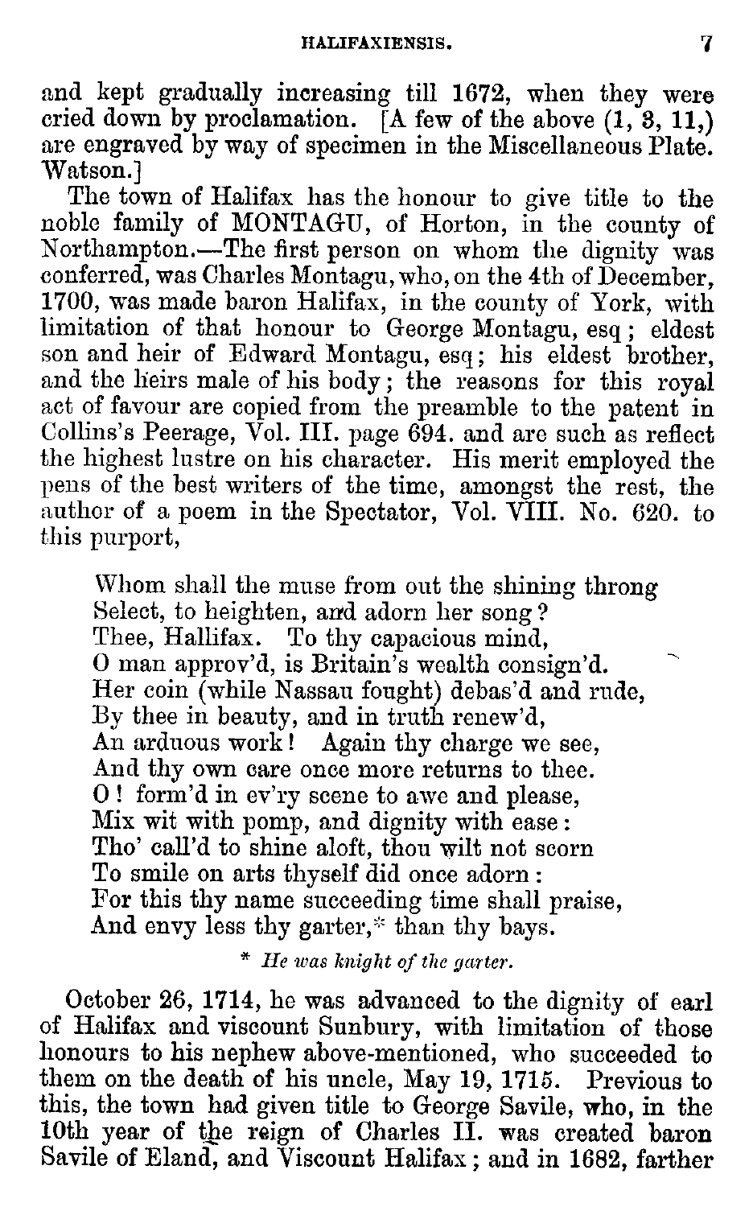and kept gradually increasing till 1672, when they were cried down by proclamation. [A few of the above (1, 3, 11,) are engraved by way of specimen in the Miscellaneous Plate. Watson.]

The town of Halifax has the honour to give title to the noble family of MONTAGU, of Horton, in the county of Northampton.—The first person on whom the dignity was conferred, was Charles Montagu, who, on the 4th of December, 1700, was made baron Halifax, in the county of York, with limitation of that honour to George Montagu, esq; eldest son and heir of Edward Montagu, esq; his eldest brother, and the heirs male of his body; the reasons for this royal act of favour are copied from the preamble to the patent in Collins's Peerage, Vol. III. page 694. and are such as reflect the highest lustre on his character. His merit employed the pens of the best writers of the time, amongst the rest, the author of a poem in the Spectator, Vol. VIII. No. 620. to this purport,

> Whom shall the muse from out the shining throng
> Select, to heighten, and adorn her song?
> Thee, Hallifax. To thy capacious mind,
> O man approv'd, is Britain's wealth consign'd.
> Her coin (while Nassau fought) debas'd and rude,
> By thee in beauty, and in truth renew'd,
> An arduous work! Again thy charge we see,
> And thy own care once more returns to thee.
> O! form'd in ev'ry scene to awe and please,
> Mix wit with pomp, and dignity with ease:
> Tho' call'd to shine aloft, thou wilt not scorn
> To smile on arts thyself did once adorn:
> For this thy name succeeding time shall praise,
> And envy less thy garter,* than thy bays.

\* *He was knight of the garter.*

October 26, 1714, he was advanced to the dignity of earl of Halifax and viscount Sunbury, with limitation of those honours to his nephew above-mentioned, who succeeded to them on the death of his uncle, May 19, 1715. Previous to this, the town had given title to George Savile, who, in the 10th year of the reign of Charles II. was created baron Savile of Eland, and Viscount Halifax; and in 1682, farther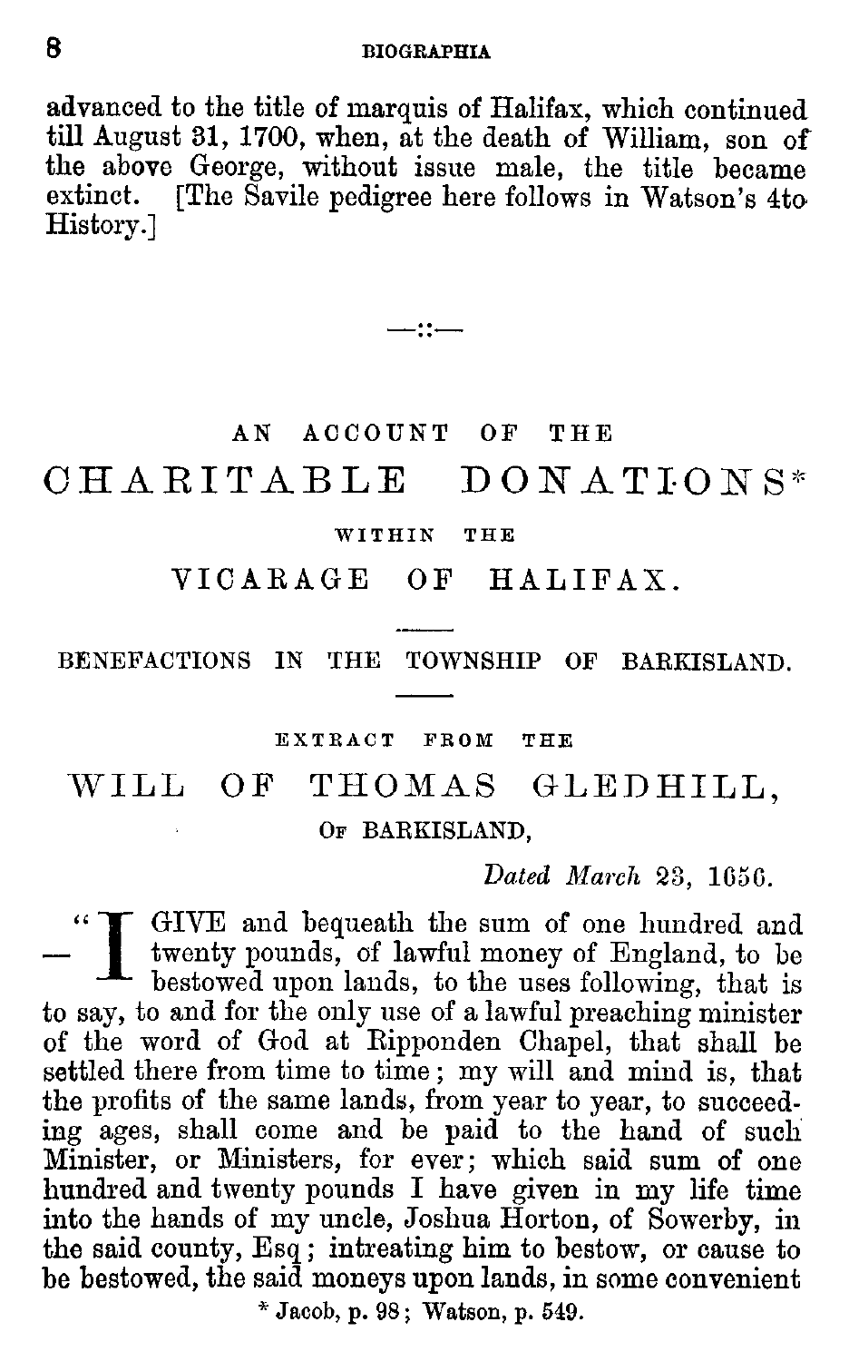advanced to the title of marquis of Halifax, which continued till August 31, 1700, when, at the death of William, son of the above George, without issue male, the title became extinct. [The Savile pedigree here follows in Watson's 4to History.]

—::—

# AN ACCOUNT OF THE CHARITABLE DONATIONS* WITHIN THE VICARAGE OF HALIFAX.

## BENEFACTIONS IN THE TOWNSHIP OF BARKISLAND.

### EXTRACT FROM THE WILL OF THOMAS GLEDHILL, OF BARKISLAND,

*Dated March* 23, 1656.

"I GIVE and bequeath the sum of one hundred and twenty pounds, of lawful money of England, to be bestowed upon lands, to the uses following, that is to say, to and for the only use of a lawful preaching minister of the word of God at Ripponden Chapel, that shall be settled there from time to time; my will and mind is, that the profits of the same lands, from year to year, to succeeding ages, shall come and be paid to the hand of such Minister, or Ministers, for ever; which said sum of one hundred and twenty pounds I have given in my life time into the hands of my uncle, Joshua Horton, of Sowerby, in the said county, Esq; intreating him to bestow, or cause to be bestowed, the said moneys upon lands, in some convenient

* Jacob, p. 98; Watson, p. 549.